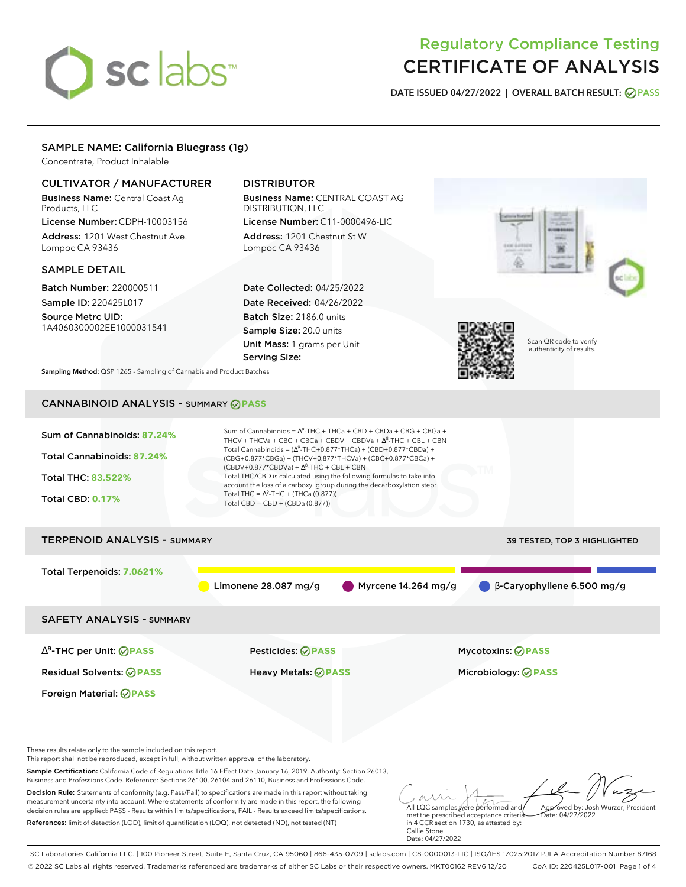# Regulatory Compliance Testing
# CERTIFICATE OF ANALYSIS

**DATE ISSUED 04/27/2022 | OVERALL BATCH RESULT: PASS**

## SAMPLE NAME: California Bluegrass (1g)

Concentrate, Product Inhalable

### CULTIVATOR / MANUFACTURER

**Business Name:** Central Coast Ag Products, LLC
**License Number:** CDPH-10003156
**Address:** 1201 West Chestnut Ave. Lompoc CA 93436

### DISTRIBUTOR

**Business Name:** CENTRAL COAST AG DISTRIBUTION, LLC
**License Number:** C11-0000496-LIC
**Address:** 1201 Chestnut St W Lompoc CA 93436

### SAMPLE DETAIL

**Batch Number:** 220000511
**Sample ID:** 220425L017
**Source Metrc UID:** 1A4060300002EE1000031541

**Date Collected:** 04/25/2022
**Date Received:** 04/26/2022
**Batch Size:** 2186.0 units
**Sample Size:** 20.0 units
**Unit Mass:** 1 grams per Unit
**Serving Size:**

Scan QR code to verify authenticity of results.

**Sampling Method:** QSP 1265 - Sampling of Cannabis and Product Batches

## CANNABINOID ANALYSIS - SUMMARY PASS

**Sum of Cannabinoids:** 87.24%
**Total Cannabinoids:** 87.24%
**Total THC:** 83.522%
**Total CBD:** 0.17%

Sum of Cannabinoids = $\Delta^9$-THC + THCa + CBD + CBDa + CBG + CBGa + THCV + THCVa + CBC + CBCa + CBDV + CBDVa + $\Delta^8$-THC + CBL + CBN
Total Cannabinoids = ($\Delta^9$-THC+0.877*THCa) + (CBD+0.877*CBDa) + (CBG+0.877*CBGa) + (THCV+0.877*THCVa) + (CBC+0.877*CBCa) + (CBDV+0.877*CBDVa) + $\Delta^8$-THC + CBL + CBN
Total THC/CBD is calculated using the following formulas to take into account the loss of a carboxyl group during the decarboxylation step:
Total THC = $\Delta^9$-THC + (THCa (0.877))
Total CBD = CBD + (CBDa (0.877))

## TERPENOID ANALYSIS - SUMMARY

39 TESTED, TOP 3 HIGHLIGHTED

**Total Terpenoids:** 7.0621%

Limonene 28.087 mg/g | Myrcene 14.264 mg/g | β-Caryophyllene 6.500 mg/g

## SAFETY ANALYSIS - SUMMARY

| | | |
|---|---|---|
| $\Delta^9$-THC per Unit: PASS | Pesticides: PASS | Mycotoxins: PASS |
| Residual Solvents: PASS | Heavy Metals: PASS | Microbiology: PASS |
| Foreign Material: PASS | | |

These results relate only to the sample included on this report.
This report shall not be reproduced, except in full, without written approval of the laboratory.

**Sample Certification:** California Code of Regulations Title 16 Effect Date January 16, 2019. Authority: Section 26013, Business and Professions Code. Reference: Sections 26100, 26104 and 26110, Business and Professions Code.

**Decision Rule:** Statements of conformity (e.g. Pass/Fail) to specifications are made in this report without taking measurement uncertainty into account. Where statements of conformity are made in this report, the following decision rules are applied: PASS - Results within limits/specifications, FAIL - Results exceed limits/specifications.

**References:** limit of detection (LOD), limit of quantification (LOQ), not detected (ND), not tested (NT)

All LQC samples were performed and met the prescribed acceptance criteria in 4 CCR section 1730, as attested by: Callie Stone
Date: 04/27/2022

Approved by: Josh Wurzer, President
Date: 04/27/2022

SC Laboratories California LLC. | 100 Pioneer Street, Suite E, Santa Cruz, CA 95060 | 866-435-0709 | sclabs.com | C8-0000013-LIC | ISO/IES 17025:2017 PJLA Accreditation Number 87168
© 2022 SC Labs all rights reserved. Trademarks referenced are trademarks of either SC Labs or their respective owners. MKT00162 REV6 12/20 CoA ID: 220425L017-001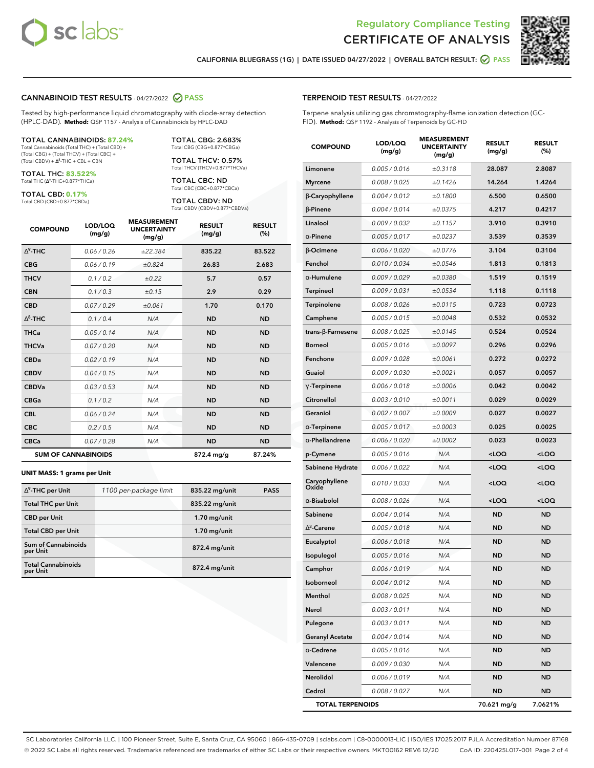# Regulatory Compliance Testing
# CERTIFICATE OF ANALYSIS

CALIFORNIA BLUEGRASS (1G) | DATE ISSUED 04/27/2022 | OVERALL BATCH RESULT: PASS

## CANNABINOID TEST RESULTS - 04/27/2022 PASS

Tested by high-performance liquid chromatography with diode-array detection (HPLC-DAD). **Method:** QSP 1157 - Analysis of Cannabinoids by HPLC-DAD

**TOTAL CANNABINOIDS: 87.24%**
Total Cannabinoids (Total THC) + (Total CBD) + (Total CBG) + (Total THCV) + (Total CBC) + (Total CBDV) + Δ8-THC + CBL + CBN

**TOTAL THC: 83.522%**
Total THC (Δ9-THC+0.877*THCa)

**TOTAL CBD: 0.17%**
Total CBD (CBD+0.877*CBDa)

**TOTAL CBG: 2.683%**
Total CBG (CBG+0.877*CBGa)

**TOTAL THCV: 0.57%**
Total THCV (THCV+0.877*THCVa)

**TOTAL CBC: ND**
Total CBC (CBC+0.877*CBCa)

**TOTAL CBDV: ND**
Total CBDV (CBDV+0.877*CBDVa)

| COMPOUND | LOD/LOQ (mg/g) | MEASUREMENT UNCERTAINTY (mg/g) | RESULT (mg/g) | RESULT (%) |
|---|---|---|---|---|
| Δ9-THC | 0.06 / 0.26 | ±22.384 | 835.22 | 83.522 |
| CBG | 0.06 / 0.19 | ±0.824 | 26.83 | 2.683 |
| THCV | 0.1 / 0.2 | ±0.22 | 5.7 | 0.57 |
| CBN | 0.1 / 0.3 | ±0.15 | 2.9 | 0.29 |
| CBD | 0.07 / 0.29 | ±0.061 | 1.70 | 0.170 |
| Δ8-THC | 0.1 / 0.4 | N/A | ND | ND |
| THCa | 0.05 / 0.14 | N/A | ND | ND |
| THCVa | 0.07 / 0.20 | N/A | ND | ND |
| CBDa | 0.02 / 0.19 | N/A | ND | ND |
| CBDV | 0.04 / 0.15 | N/A | ND | ND |
| CBDVa | 0.03 / 0.53 | N/A | ND | ND |
| CBGa | 0.1 / 0.2 | N/A | ND | ND |
| CBL | 0.06 / 0.24 | N/A | ND | ND |
| CBC | 0.2 / 0.5 | N/A | ND | ND |
| CBCa | 0.07 / 0.28 | N/A | ND | ND |
| **SUM OF CANNABINOIDS** | | | 872.4 mg/g | 87.24% |

**UNIT MASS: 1 grams per Unit**

| | | | |
|---|---|---|---|
| Δ9-THC per Unit | 1100 per-package limit | 835.22 mg/unit | PASS |
| Total THC per Unit | | 835.22 mg/unit | |
| CBD per Unit | | 1.70 mg/unit | |
| Total CBD per Unit | | 1.70 mg/unit | |
| Sum of Cannabinoids per Unit | | 872.4 mg/unit | |
| Total Cannabinoids per Unit | | 872.4 mg/unit | |

## TERPENOID TEST RESULTS - 04/27/2022

Terpene analysis utilizing gas chromatography-flame ionization detection (GC-FID). **Method:** QSP 1192 - Analysis of Terpenoids by GC-FID

| COMPOUND | LOD/LOQ (mg/g) | MEASUREMENT UNCERTAINTY (mg/g) | RESULT (mg/g) | RESULT (%) |
|---|---|---|---|---|
| Limonene | 0.005 / 0.016 | ±0.3118 | 28.087 | 2.8087 |
| Myrcene | 0.008 / 0.025 | ±0.1426 | 14.264 | 1.4264 |
| β-Caryophyllene | 0.004 / 0.012 | ±0.1800 | 6.500 | 0.6500 |
| β-Pinene | 0.004 / 0.014 | ±0.0375 | 4.217 | 0.4217 |
| Linalool | 0.009 / 0.032 | ±0.1157 | 3.910 | 0.3910 |
| α-Pinene | 0.005 / 0.017 | ±0.0237 | 3.539 | 0.3539 |
| β-Ocimene | 0.006 / 0.020 | ±0.0776 | 3.104 | 0.3104 |
| Fenchol | 0.010 / 0.034 | ±0.0546 | 1.813 | 0.1813 |
| α-Humulene | 0.009 / 0.029 | ±0.0380 | 1.519 | 0.1519 |
| Terpineol | 0.009 / 0.031 | ±0.0534 | 1.118 | 0.1118 |
| Terpinolene | 0.008 / 0.026 | ±0.0115 | 0.723 | 0.0723 |
| Camphene | 0.005 / 0.015 | ±0.0048 | 0.532 | 0.0532 |
| trans-β-Farnesene | 0.008 / 0.025 | ±0.0145 | 0.524 | 0.0524 |
| Borneol | 0.005 / 0.016 | ±0.0097 | 0.296 | 0.0296 |
| Fenchone | 0.009 / 0.028 | ±0.0061 | 0.272 | 0.0272 |
| Guaiol | 0.009 / 0.030 | ±0.0021 | 0.057 | 0.0057 |
| γ-Terpinene | 0.006 / 0.018 | ±0.0006 | 0.042 | 0.0042 |
| Citronellol | 0.003 / 0.010 | ±0.0011 | 0.029 | 0.0029 |
| Geraniol | 0.002 / 0.007 | ±0.0009 | 0.027 | 0.0027 |
| α-Terpinene | 0.005 / 0.017 | ±0.0003 | 0.025 | 0.0025 |
| α-Phellandrene | 0.006 / 0.020 | ±0.0002 | 0.023 | 0.0023 |
| p-Cymene | 0.005 / 0.016 | N/A | <LOQ | <LOQ |
| Sabinene Hydrate | 0.006 / 0.022 | N/A | <LOQ | <LOQ |
| Caryophyllene Oxide | 0.010 / 0.033 | N/A | <LOQ | <LOQ |
| α-Bisabolol | 0.008 / 0.026 | N/A | <LOQ | <LOQ |
| Sabinene | 0.004 / 0.014 | N/A | ND | ND |
| Δ3-Carene | 0.005 / 0.018 | N/A | ND | ND |
| Eucalyptol | 0.006 / 0.018 | N/A | ND | ND |
| Isopulegol | 0.005 / 0.016 | N/A | ND | ND |
| Camphor | 0.006 / 0.019 | N/A | ND | ND |
| Isoborneol | 0.004 / 0.012 | N/A | ND | ND |
| Menthol | 0.008 / 0.025 | N/A | ND | ND |
| Nerol | 0.003 / 0.011 | N/A | ND | ND |
| Pulegone | 0.003 / 0.011 | N/A | ND | ND |
| Geranyl Acetate | 0.004 / 0.014 | N/A | ND | ND |
| α-Cedrene | 0.005 / 0.016 | N/A | ND | ND |
| Valencene | 0.009 / 0.030 | N/A | ND | ND |
| Nerolidol | 0.006 / 0.019 | N/A | ND | ND |
| Cedrol | 0.008 / 0.027 | N/A | ND | ND |
| **TOTAL TERPENOIDS** | | | 70.621 mg/g | 7.0621% |

SC Laboratories California LLC. | 100 Pioneer Street, Suite E, Santa Cruz, CA 95060 | 866-435-0709 | sclabs.com | C8-0000013-LIC | ISO/IES 17025:2017 PJLA Accreditation Number 87168
© 2022 SC Labs all rights reserved. Trademarks referenced are trademarks of either SC Labs or their respective owners. MKT00162 REV6 12/20 CoA ID: 220425L017-001